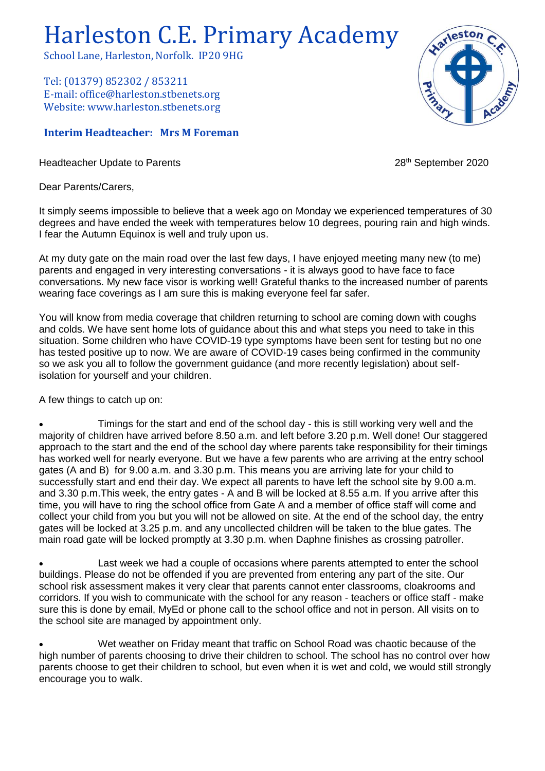# Harleston C.E. Primary Academy

School Lane, Harleston, Norfolk. IP20 9HG

Tel: (01379) 852302 / 853211
E-mail: office@harleston.stbenets.org
Website: www.harleston.stbenets.org

**Interim Headteacher: Mrs M Foreman**

Headteacher Update to Parents

28th September 2020

Dear Parents/Carers,

It simply seems impossible to believe that a week ago on Monday we experienced temperatures of 30 degrees and have ended the week with temperatures below 10 degrees, pouring rain and high winds. I fear the Autumn Equinox is well and truly upon us.

At my duty gate on the main road over the last few days, I have enjoyed meeting many new (to me) parents and engaged in very interesting conversations - it is always good to have face to face conversations. My new face visor is working well! Grateful thanks to the increased number of parents wearing face coverings as I am sure this is making everyone feel far safer.

You will know from media coverage that children returning to school are coming down with coughs and colds. We have sent home lots of guidance about this and what steps you need to take in this situation. Some children who have COVID-19 type symptoms have been sent for testing but no one has tested positive up to now. We are aware of COVID-19 cases being confirmed in the community so we ask you all to follow the government guidance (and more recently legislation) about self-isolation for yourself and your children.

A few things to catch up on:

- Timings for the start and end of the school day - this is still working very well and the majority of children have arrived before 8.50 a.m. and left before 3.20 p.m. Well done! Our staggered approach to the start and the end of the school day where parents take responsibility for their timings has worked well for nearly everyone. But we have a few parents who are arriving at the entry school gates (A and B) for 9.00 a.m. and 3.30 p.m. This means you are arriving late for your child to successfully start and end their day. We expect all parents to have left the school site by 9.00 a.m. and 3.30 p.m.This week, the entry gates - A and B will be locked at 8.55 a.m. If you arrive after this time, you will have to ring the school office from Gate A and a member of office staff will come and collect your child from you but you will not be allowed on site. At the end of the school day, the entry gates will be locked at 3.25 p.m. and any uncollected children will be taken to the blue gates. The main road gate will be locked promptly at 3.30 p.m. when Daphne finishes as crossing patroller.

- Last week we had a couple of occasions where parents attempted to enter the school buildings. Please do not be offended if you are prevented from entering any part of the site. Our school risk assessment makes it very clear that parents cannot enter classrooms, cloakrooms and corridors. If you wish to communicate with the school for any reason - teachers or office staff - make sure this is done by email, MyEd or phone call to the school office and not in person. All visits on to the school site are managed by appointment only.

- Wet weather on Friday meant that traffic on School Road was chaotic because of the high number of parents choosing to drive their children to school. The school has no control over how parents choose to get their children to school, but even when it is wet and cold, we would still strongly encourage you to walk.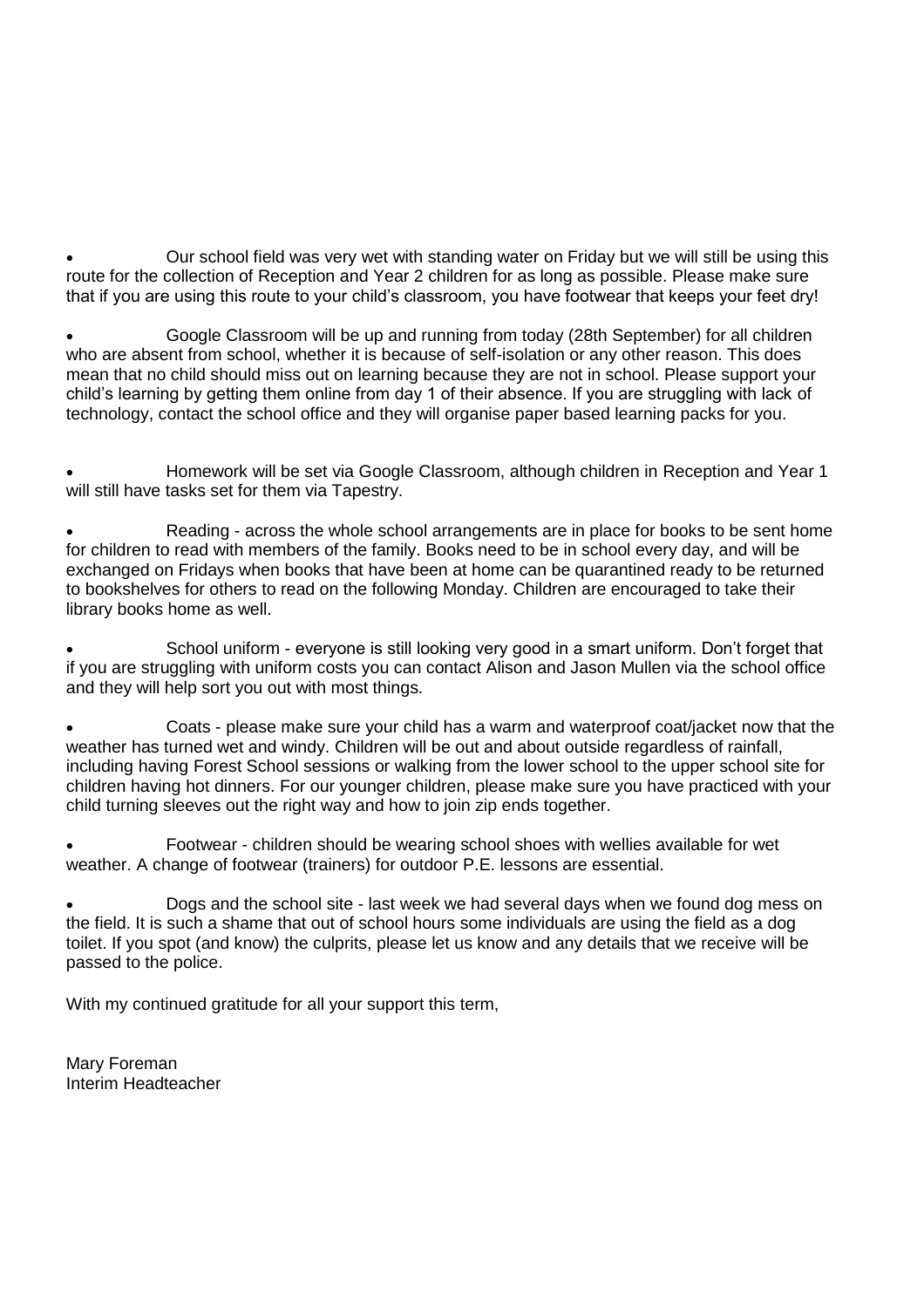- Our school field was very wet with standing water on Friday but we will still be using this route for the collection of Reception and Year 2 children for as long as possible. Please make sure that if you are using this route to your child's classroom, you have footwear that keeps your feet dry!

- Google Classroom will be up and running from today (28th September) for all children who are absent from school, whether it is because of self-isolation or any other reason. This does mean that no child should miss out on learning because they are not in school. Please support your child's learning by getting them online from day 1 of their absence. If you are struggling with lack of technology, contact the school office and they will organise paper based learning packs for you.

- Homework will be set via Google Classroom, although children in Reception and Year 1 will still have tasks set for them via Tapestry.

- Reading - across the whole school arrangements are in place for books to be sent home for children to read with members of the family. Books need to be in school every day, and will be exchanged on Fridays when books that have been at home can be quarantined ready to be returned to bookshelves for others to read on the following Monday. Children are encouraged to take their library books home as well.

- School uniform - everyone is still looking very good in a smart uniform. Don't forget that if you are struggling with uniform costs you can contact Alison and Jason Mullen via the school office and they will help sort you out with most things.

- Coats - please make sure your child has a warm and waterproof coat/jacket now that the weather has turned wet and windy. Children will be out and about outside regardless of rainfall, including having Forest School sessions or walking from the lower school to the upper school site for children having hot dinners. For our younger children, please make sure you have practiced with your child turning sleeves out the right way and how to join zip ends together.

- Footwear - children should be wearing school shoes with wellies available for wet weather. A change of footwear (trainers) for outdoor P.E. lessons are essential.

- Dogs and the school site - last week we had several days when we found dog mess on the field. It is such a shame that out of school hours some individuals are using the field as a dog toilet. If you spot (and know) the culprits, please let us know and any details that we receive will be passed to the police.

With my continued gratitude for all your support this term,

Mary Foreman
Interim Headteacher